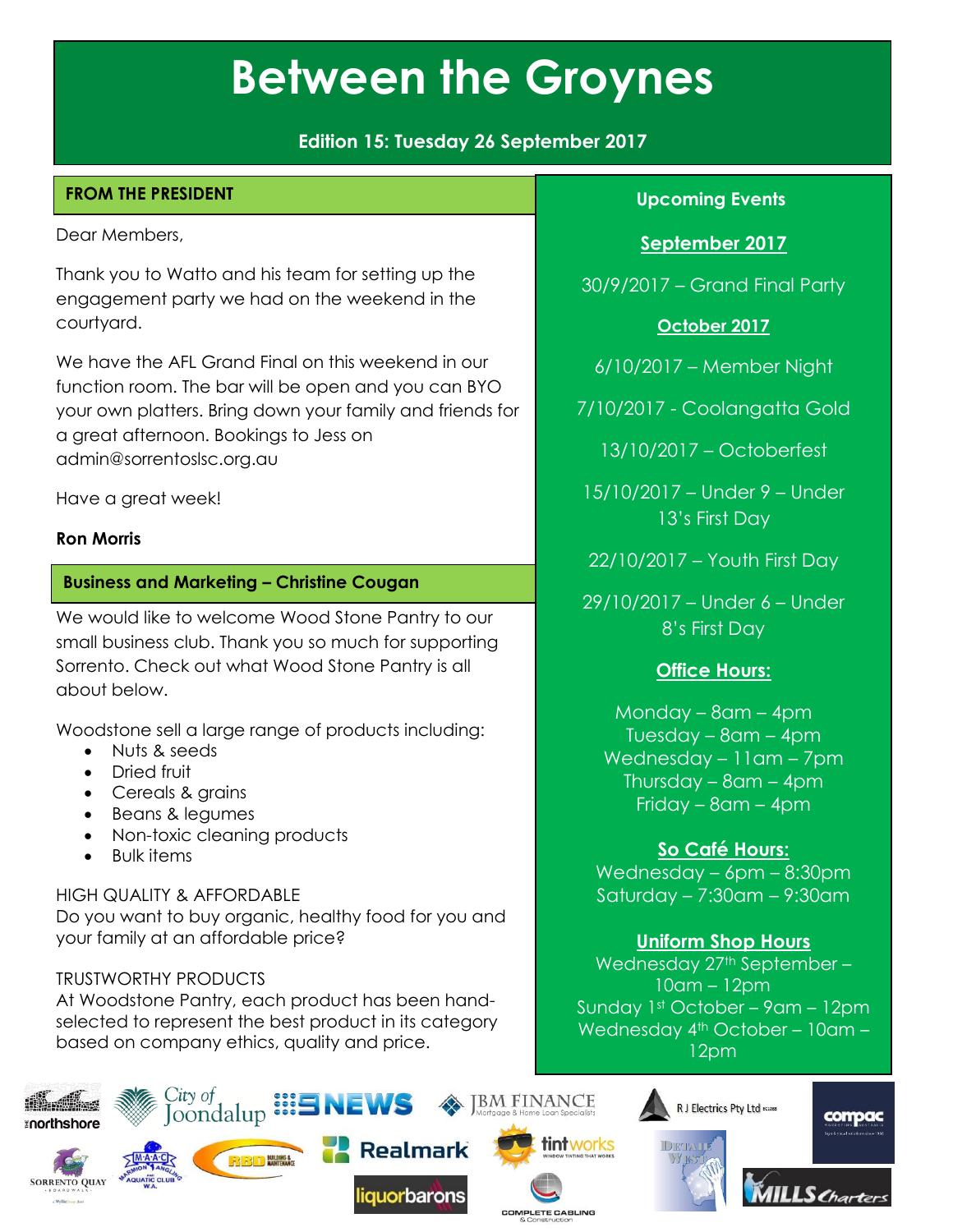# Between the Groynes

**Edition 15: Tuesday 26 September 2017**

## FROM THE PRESIDENT

Dear Members,

Thank you to Watto and his team for setting up the engagement party we had on the weekend in the courtyard.

We have the AFL Grand Final on this weekend in our function room. The bar will be open and you can BYO your own platters. Bring down your family and friends for a great afternoon. Bookings to Jess on admin@sorrentoslsc.org.au

Have a great week!

**Ron Morris**

## Business and Marketing – Christine Cougan

We would like to welcome Wood Stone Pantry to our small business club. Thank you so much for supporting Sorrento. Check out what Wood Stone Pantry is all about below.

Woodstone sell a large range of products including:

- Nuts & seeds
- Dried fruit
- Cereals & grains
- Beans & legumes
- Non-toxic cleaning products
- Bulk items

HIGH QUALITY & AFFORDABLE
Do you want to buy organic, healthy food for you and your family at an affordable price?

TRUSTWORTHY PRODUCTS
At Woodstone Pantry, each product has been hand-selected to represent the best product in its category based on company ethics, quality and price.

## Upcoming Events

**September 2017**

30/9/2017 – Grand Final Party

**October 2017**

6/10/2017 – Member Night

7/10/2017 - Coolangatta Gold

13/10/2017 – Octoberfest

15/10/2017 – Under 9 – Under 13's First Day

22/10/2017 – Youth First Day

29/10/2017 – Under 6 – Under 8's First Day

**Office Hours:**

Monday – 8am – 4pm
Tuesday – 8am – 4pm
Wednesday – 11am – 7pm
Thursday – 8am – 4pm
Friday – 8am – 4pm

**So Café Hours:**

Wednesday – 6pm – 8:30pm
Saturday – 7:30am – 9:30am

**Uniform Shop Hours**

Wednesday 27th September – 10am – 12pm
Sunday 1st October – 9am – 12pm
Wednesday 4th October – 10am – 12pm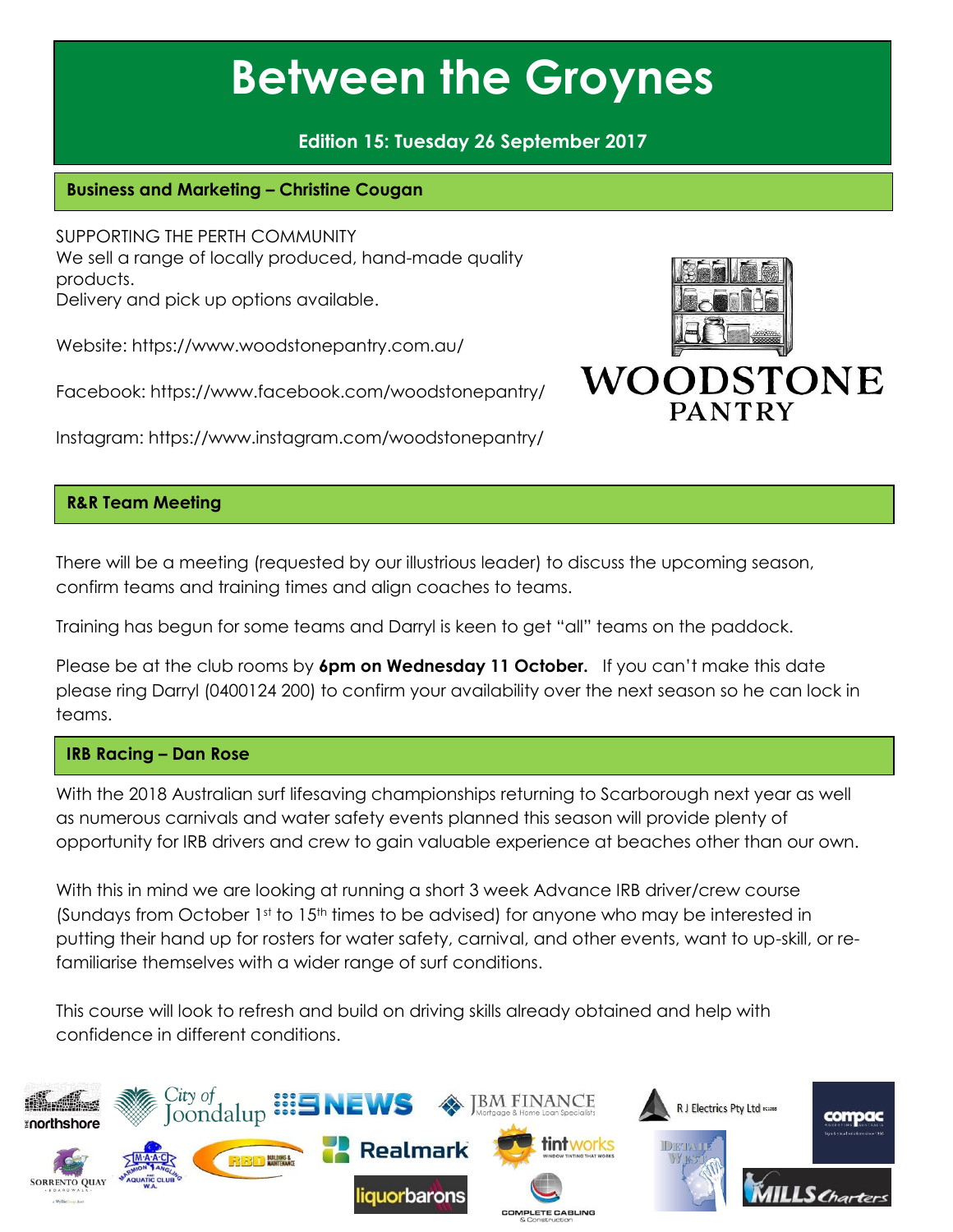# Between the Groynes

**Edition 15: Tuesday 26 September 2017**

## Business and Marketing – Christine Cougan

SUPPORTING THE PERTH COMMUNITY
We sell a range of locally produced, hand-made quality products.
Delivery and pick up options available.

Website: https://www.woodstonepantry.com.au/

Facebook: https://www.facebook.com/woodstonepantry/

Instagram: https://www.instagram.com/woodstonepantry/

WOODSTONE PANTRY

## R&R Team Meeting

There will be a meeting (requested by our illustrious leader) to discuss the upcoming season, confirm teams and training times and align coaches to teams.

Training has begun for some teams and Darryl is keen to get "all" teams on the paddock.

Please be at the club rooms by **6pm on Wednesday 11 October.** If you can't make this date please ring Darryl (0400124 200) to confirm your availability over the next season so he can lock in teams.

## IRB Racing – Dan Rose

With the 2018 Australian surf lifesaving championships returning to Scarborough next year as well as numerous carnivals and water safety events planned this season will provide plenty of opportunity for IRB drivers and crew to gain valuable experience at beaches other than our own.

With this in mind we are looking at running a short 3 week Advance IRB driver/crew course (Sundays from October 1st to 15th times to be advised) for anyone who may be interested in putting their hand up for rosters for water safety, carnival, and other events, want to up-skill, or re-familiarise themselves with a wider range of surf conditions.

This course will look to refresh and build on driving skills already obtained and help with confidence in different conditions.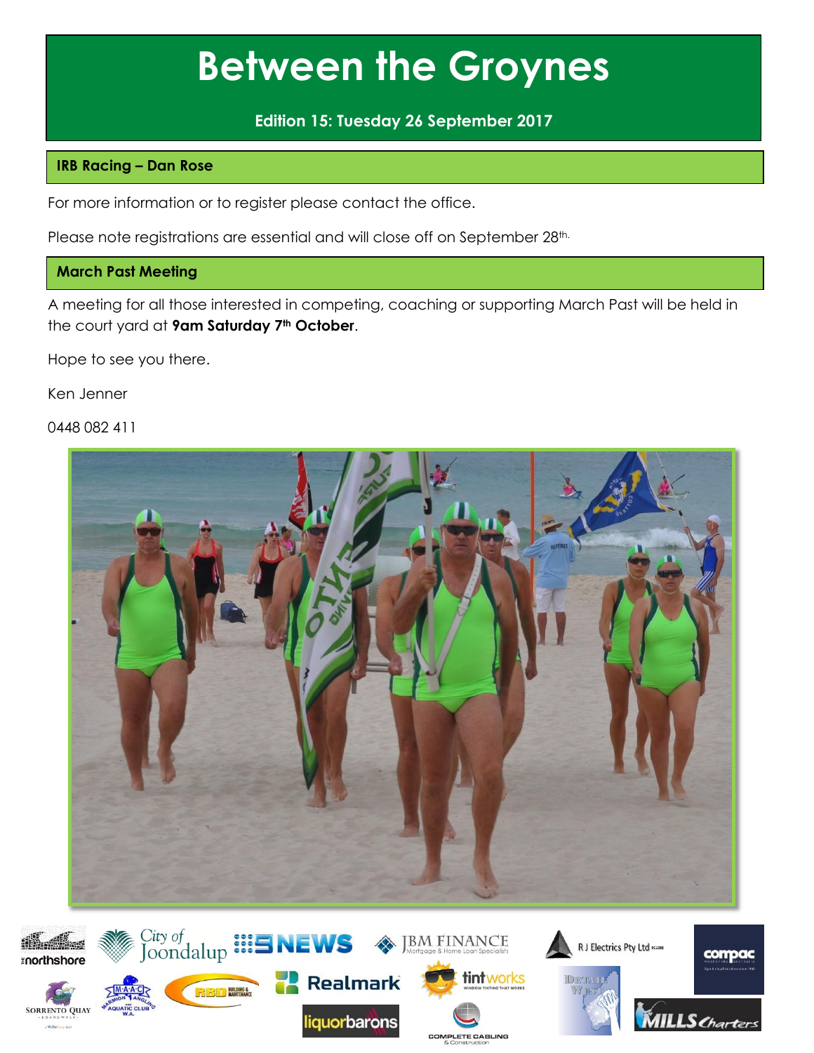# Between the Groynes

**Edition 15: Tuesday 26 September 2017**

## IRB Racing – Dan Rose

For more information or to register please contact the office.

Please note registrations are essential and will close off on September 28th.

## March Past Meeting

A meeting for all those interested in competing, coaching or supporting March Past will be held in the court yard at **9am Saturday 7th October**.

Hope to see you there.

Ken Jenner

0448 082 411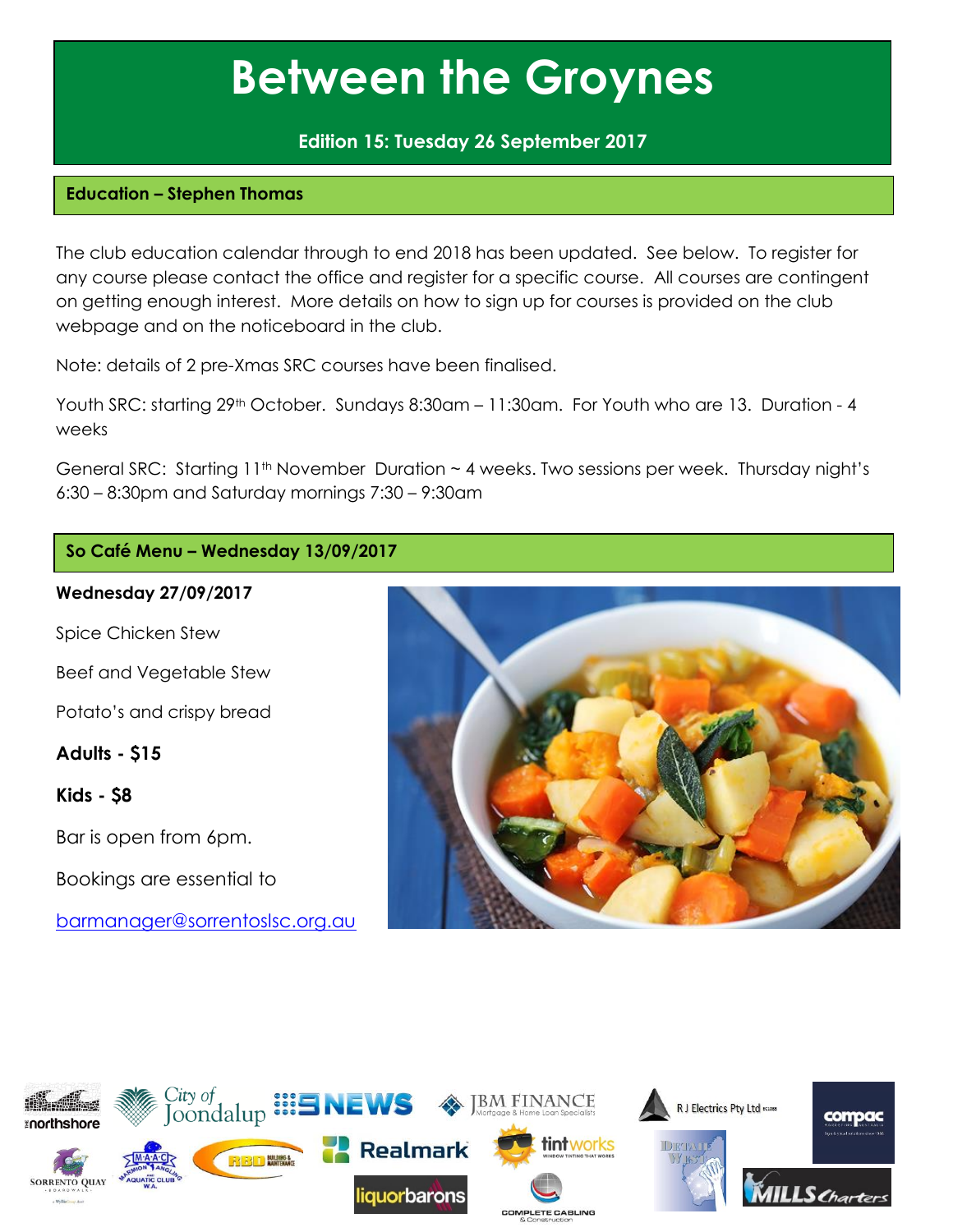# Between the Groynes

**Edition 15: Tuesday 26 September 2017**

## Education – Stephen Thomas

The club education calendar through to end 2018 has been updated. See below. To register for any course please contact the office and register for a specific course. All courses are contingent on getting enough interest. More details on how to sign up for courses is provided on the club webpage and on the noticeboard in the club.

Note: details of 2 pre-Xmas SRC courses have been finalised.

Youth SRC: starting 29th October. Sundays 8:30am – 11:30am. For Youth who are 13. Duration - 4 weeks

General SRC: Starting 11th November Duration ~ 4 weeks. Two sessions per week. Thursday night's 6:30 – 8:30pm and Saturday mornings 7:30 – 9:30am

## So Café Menu – Wednesday 13/09/2017

**Wednesday 27/09/2017**

Spice Chicken Stew

Beef and Vegetable Stew

Potato's and crispy bread

**Adults - $15**

**Kids - $8**

Bar is open from 6pm.

Bookings are essential to

barmanager@sorrentoslsc.org.au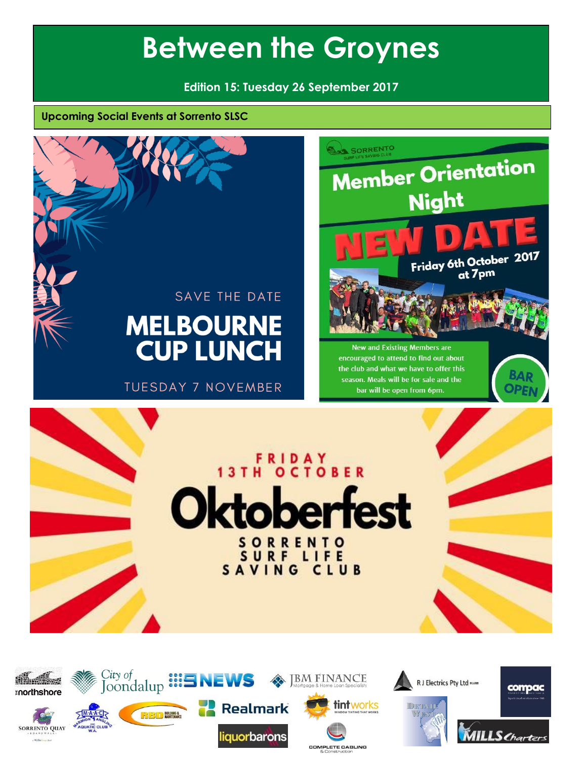# Between the Groynes

**Edition 15: Tuesday 26 September 2017**

## Upcoming Social Events at Sorrento SLSC

SAVE THE DATE

**MELBOURNE CUP LUNCH**

TUESDAY 7 NOVEMBER

SORRENTO SURF LIFE SAVING CLUB

**Member Orientation Night**

**NEW DATE**

Friday 6th October 2017 at 7pm

New and Existing Members are encouraged to attend to find out about the club and what we have to offer this season. Meals will be for sale and the bar will be open from 6pm.

BAR OPEN

FRIDAY 13TH OCTOBER

**Oktoberfest**

SORRENTO SURF LIFE SAVING CLUB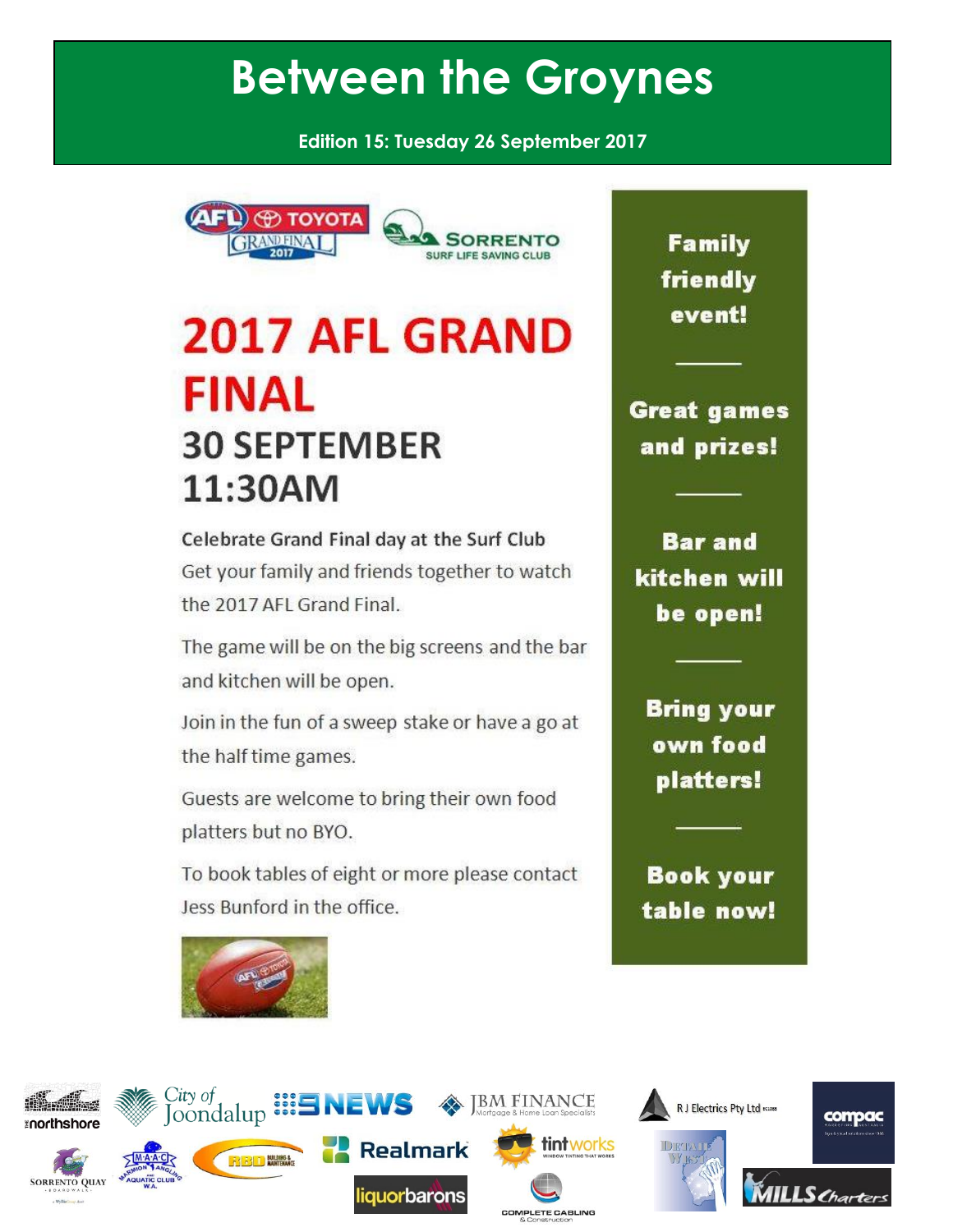# Between the Groynes

**Edition 15: Tuesday 26 September 2017**

# 2017 AFL GRAND FINAL

## 30 SEPTEMBER 11:30AM

Celebrate Grand Final day at the Surf Club

Get your family and friends together to watch the 2017 AFL Grand Final.

The game will be on the big screens and the bar and kitchen will be open.

Join in the fun of a sweep stake or have a go at the half time games.

Guests are welcome to bring their own food platters but no BYO.

To book tables of eight or more please contact Jess Bunford in the office.

**Family friendly event!**

**Great games and prizes!**

**Bar and kitchen will be open!**

**Bring your own food platters!**

**Book your table now!**